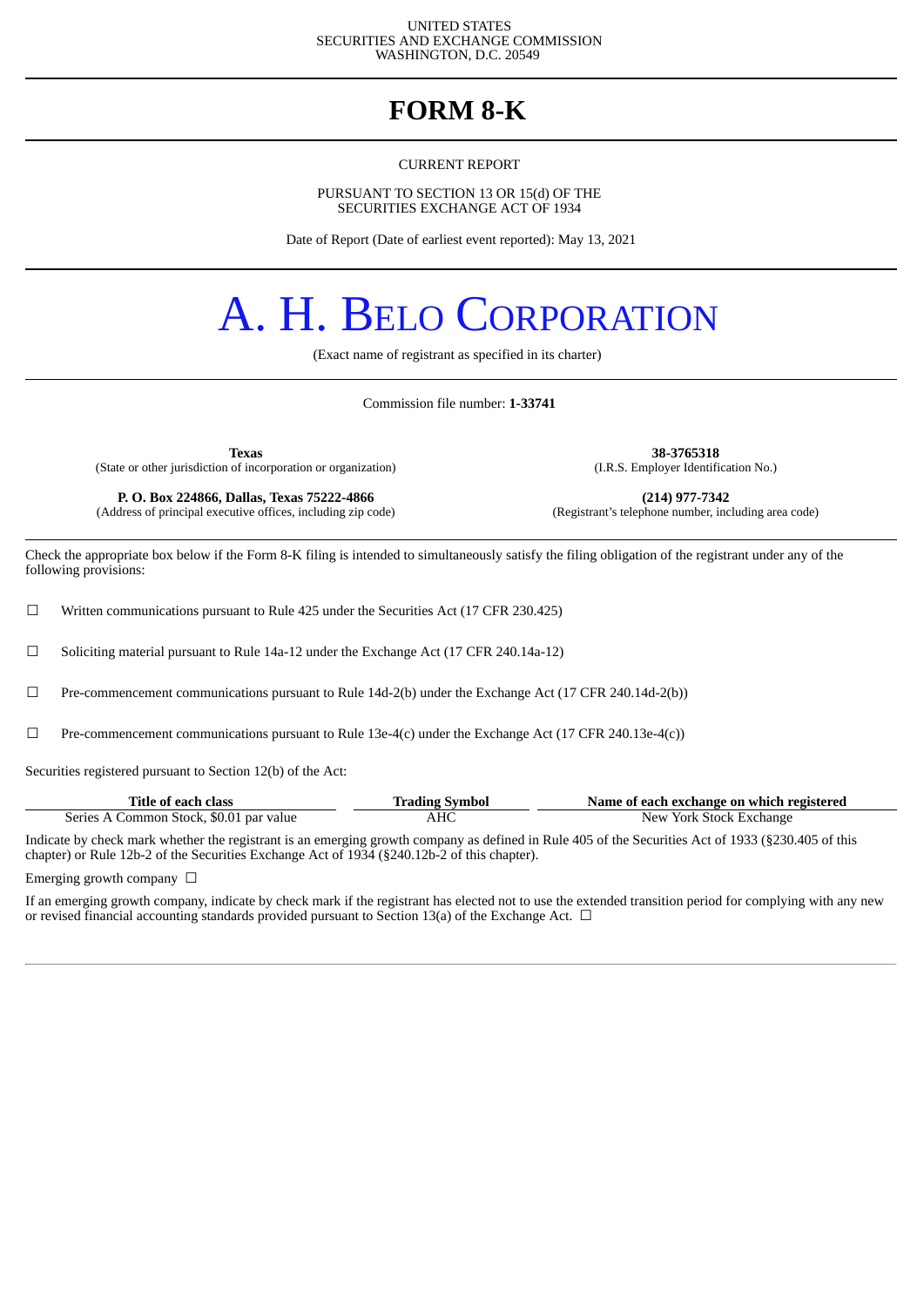UNITED STATES
SECURITIES AND EXCHANGE COMMISSION
WASHINGTON, D.C. 20549

# FORM 8-K

CURRENT REPORT

PURSUANT TO SECTION 13 OR 15(d) OF THE
SECURITIES EXCHANGE ACT OF 1934

Date of Report (Date of earliest event reported): May 13, 2021

# A. H. BELO CORPORATION

(Exact name of registrant as specified in its charter)

Commission file number: **1-33741**

| **Texas** | **38-3765318** |
|---|---|
| (State or other jurisdiction of incorporation or organization) | (I.R.S. Employer Identification No.) |
| **P. O. Box 224866, Dallas, Texas 75222-4866** | **(214) 977-7342** |
| (Address of principal executive offices, including zip code) | (Registrant's telephone number, including area code) |

Check the appropriate box below if the Form 8-K filing is intended to simultaneously satisfy the filing obligation of the registrant under any of the following provisions:

☐ Written communications pursuant to Rule 425 under the Securities Act (17 CFR 230.425)

☐ Soliciting material pursuant to Rule 14a-12 under the Exchange Act (17 CFR 240.14a-12)

☐ Pre-commencement communications pursuant to Rule 14d-2(b) under the Exchange Act (17 CFR 240.14d-2(b))

☐ Pre-commencement communications pursuant to Rule 13e-4(c) under the Exchange Act (17 CFR 240.13e-4(c))

Securities registered pursuant to Section 12(b) of the Act:

| Title of each class | Trading Symbol | Name of each exchange on which registered |
|---|---|---|
| Series A Common Stock, $0.01 par value | AHC | New York Stock Exchange |

Indicate by check mark whether the registrant is an emerging growth company as defined in Rule 405 of the Securities Act of 1933 (§230.405 of this chapter) or Rule 12b-2 of the Securities Exchange Act of 1934 (§240.12b-2 of this chapter).

Emerging growth company ☐

If an emerging growth company, indicate by check mark if the registrant has elected not to use the extended transition period for complying with any new or revised financial accounting standards provided pursuant to Section 13(a) of the Exchange Act. ☐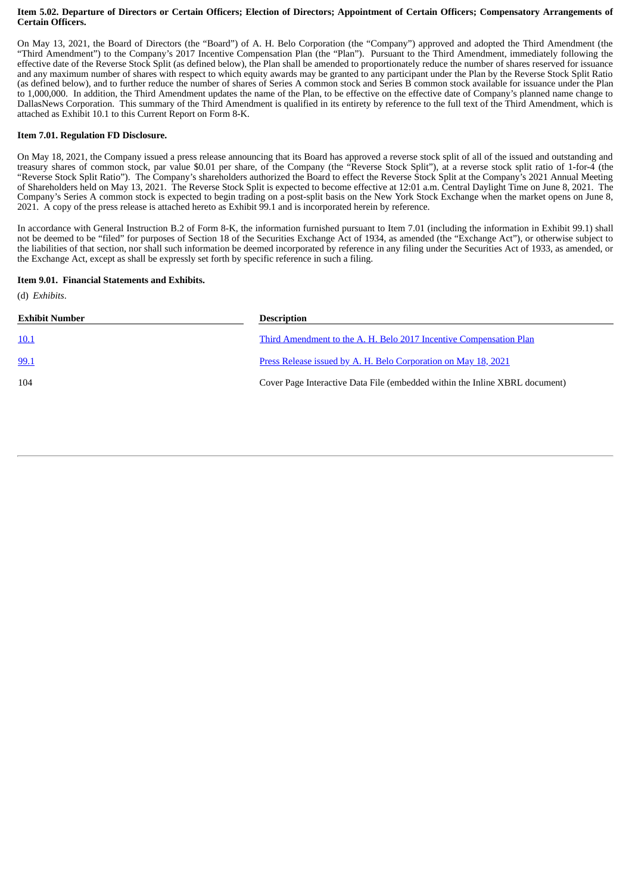**Item 5.02. Departure of Directors or Certain Officers; Election of Directors; Appointment of Certain Officers; Compensatory Arrangements of Certain Officers.**

On May 13, 2021, the Board of Directors (the "Board") of A. H. Belo Corporation (the "Company") approved and adopted the Third Amendment (the "Third Amendment") to the Company's 2017 Incentive Compensation Plan (the "Plan"). Pursuant to the Third Amendment, immediately following the effective date of the Reverse Stock Split (as defined below), the Plan shall be amended to proportionately reduce the number of shares reserved for issuance and any maximum number of shares with respect to which equity awards may be granted to any participant under the Plan by the Reverse Stock Split Ratio (as defined below), and to further reduce the number of shares of Series A common stock and Series B common stock available for issuance under the Plan to 1,000,000. In addition, the Third Amendment updates the name of the Plan, to be effective on the effective date of Company's planned name change to DallasNews Corporation. This summary of the Third Amendment is qualified in its entirety by reference to the full text of the Third Amendment, which is attached as Exhibit 10.1 to this Current Report on Form 8-K.

**Item 7.01. Regulation FD Disclosure.**

On May 18, 2021, the Company issued a press release announcing that its Board has approved a reverse stock split of all of the issued and outstanding and treasury shares of common stock, par value $0.01 per share, of the Company (the "Reverse Stock Split"), at a reverse stock split ratio of 1-for-4 (the "Reverse Stock Split Ratio"). The Company's shareholders authorized the Board to effect the Reverse Stock Split at the Company's 2021 Annual Meeting of Shareholders held on May 13, 2021. The Reverse Stock Split is expected to become effective at 12:01 a.m. Central Daylight Time on June 8, 2021. The Company's Series A common stock is expected to begin trading on a post-split basis on the New York Stock Exchange when the market opens on June 8, 2021. A copy of the press release is attached hereto as Exhibit 99.1 and is incorporated herein by reference.

In accordance with General Instruction B.2 of Form 8-K, the information furnished pursuant to Item 7.01 (including the information in Exhibit 99.1) shall not be deemed to be "filed" for purposes of Section 18 of the Securities Exchange Act of 1934, as amended (the "Exchange Act"), or otherwise subject to the liabilities of that section, nor shall such information be deemed incorporated by reference in any filing under the Securities Act of 1933, as amended, or the Exchange Act, except as shall be expressly set forth by specific reference in such a filing.

**Item 9.01. Financial Statements and Exhibits.**

(d) *Exhibits*.

| Exhibit Number | Description |
|---|---|
| 10.1 | Third Amendment to the A. H. Belo 2017 Incentive Compensation Plan |
| 99.1 | Press Release issued by A. H. Belo Corporation on May 18, 2021 |
| 104 | Cover Page Interactive Data File (embedded within the Inline XBRL document) |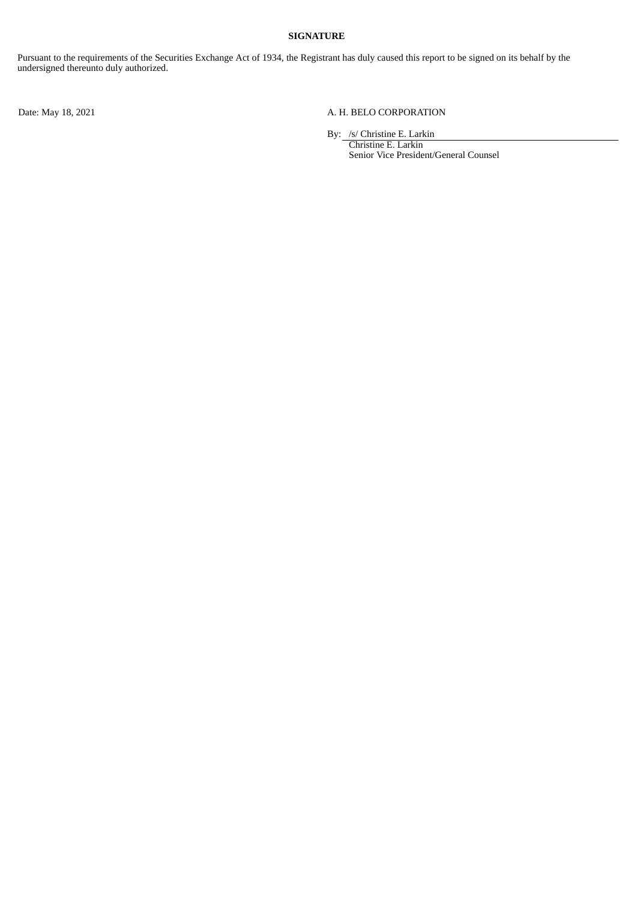**SIGNATURE**

Pursuant to the requirements of the Securities Exchange Act of 1934, the Registrant has duly caused this report to be signed on its behalf by the undersigned thereunto duly authorized.

Date: May 18, 2021

A. H. BELO CORPORATION

By: /s/ Christine E. Larkin
Christine E. Larkin
Senior Vice President/General Counsel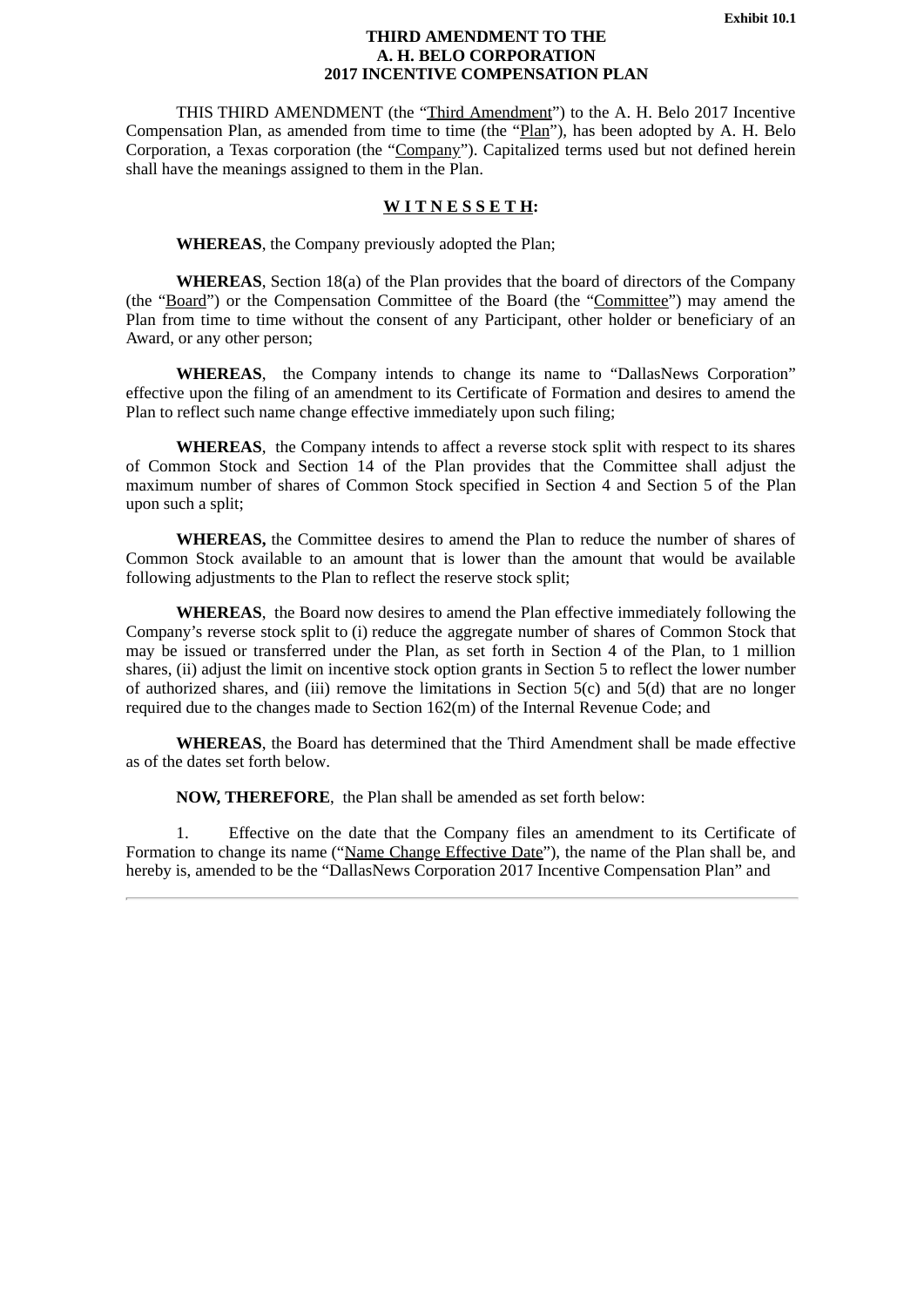**Exhibit 10.1**

# THIRD AMENDMENT TO THE A. H. BELO CORPORATION 2017 INCENTIVE COMPENSATION PLAN

THIS THIRD AMENDMENT (the "Third Amendment") to the A. H. Belo 2017 Incentive Compensation Plan, as amended from time to time (the "Plan"), has been adopted by A. H. Belo Corporation, a Texas corporation (the "Company"). Capitalized terms used but not defined herein shall have the meanings assigned to them in the Plan.

## W I T N E S S E T H:

**WHEREAS**, the Company previously adopted the Plan;

**WHEREAS**, Section 18(a) of the Plan provides that the board of directors of the Company (the "Board") or the Compensation Committee of the Board (the "Committee") may amend the Plan from time to time without the consent of any Participant, other holder or beneficiary of an Award, or any other person;

**WHEREAS**, the Company intends to change its name to "DallasNews Corporation" effective upon the filing of an amendment to its Certificate of Formation and desires to amend the Plan to reflect such name change effective immediately upon such filing;

**WHEREAS**, the Company intends to affect a reverse stock split with respect to its shares of Common Stock and Section 14 of the Plan provides that the Committee shall adjust the maximum number of shares of Common Stock specified in Section 4 and Section 5 of the Plan upon such a split;

**WHEREAS,** the Committee desires to amend the Plan to reduce the number of shares of Common Stock available to an amount that is lower than the amount that would be available following adjustments to the Plan to reflect the reserve stock split;

**WHEREAS**, the Board now desires to amend the Plan effective immediately following the Company's reverse stock split to (i) reduce the aggregate number of shares of Common Stock that may be issued or transferred under the Plan, as set forth in Section 4 of the Plan, to 1 million shares, (ii) adjust the limit on incentive stock option grants in Section 5 to reflect the lower number of authorized shares, and (iii) remove the limitations in Section 5(c) and 5(d) that are no longer required due to the changes made to Section 162(m) of the Internal Revenue Code; and

**WHEREAS**, the Board has determined that the Third Amendment shall be made effective as of the dates set forth below.

**NOW, THEREFORE**, the Plan shall be amended as set forth below:

1. Effective on the date that the Company files an amendment to its Certificate of Formation to change its name ("Name Change Effective Date"), the name of the Plan shall be, and hereby is, amended to be the "DallasNews Corporation 2017 Incentive Compensation Plan" and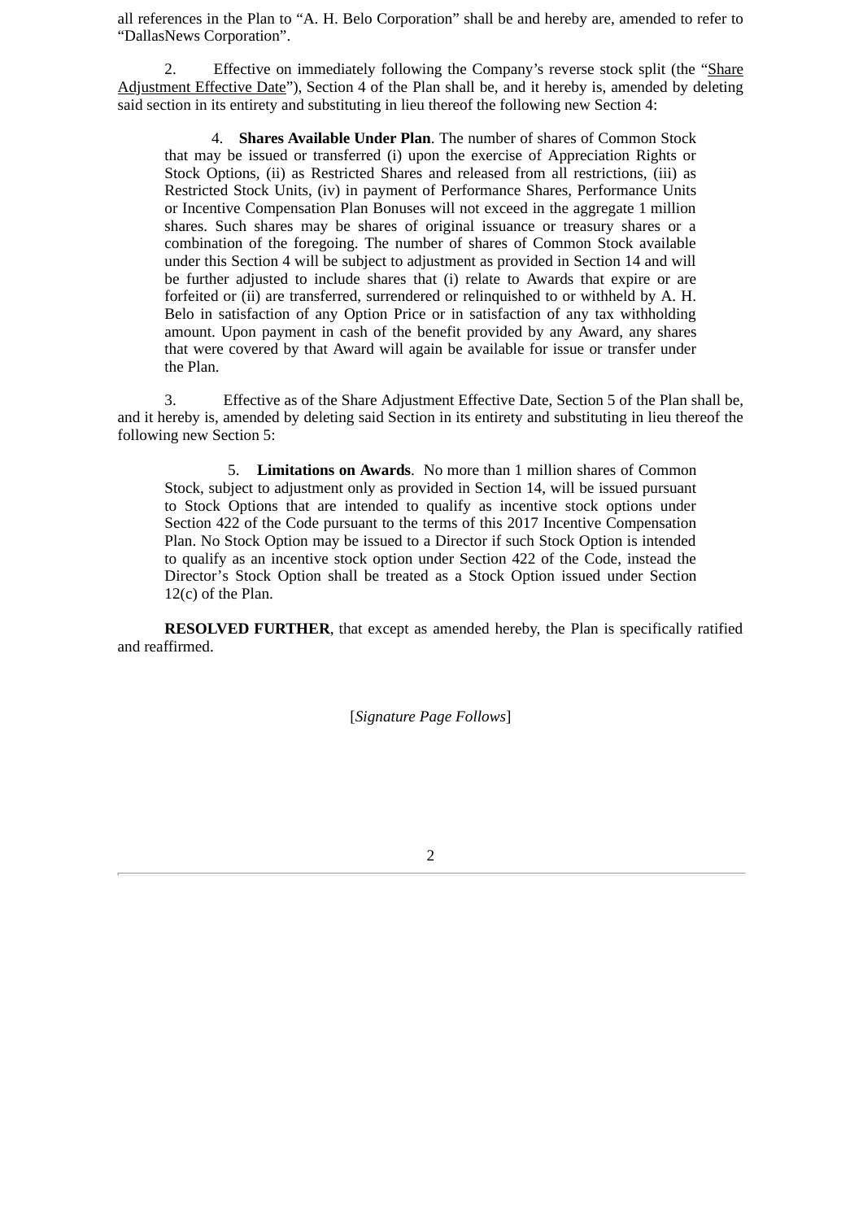all references in the Plan to "A. H. Belo Corporation" shall be and hereby are, amended to refer to "DallasNews Corporation".

2. Effective on immediately following the Company's reverse stock split (the "Share Adjustment Effective Date"), Section 4 of the Plan shall be, and it hereby is, amended by deleting said section in its entirety and substituting in lieu thereof the following new Section 4:

> 4. **Shares Available Under Plan**. The number of shares of Common Stock that may be issued or transferred (i) upon the exercise of Appreciation Rights or Stock Options, (ii) as Restricted Shares and released from all restrictions, (iii) as Restricted Stock Units, (iv) in payment of Performance Shares, Performance Units or Incentive Compensation Plan Bonuses will not exceed in the aggregate 1 million shares. Such shares may be shares of original issuance or treasury shares or a combination of the foregoing. The number of shares of Common Stock available under this Section 4 will be subject to adjustment as provided in Section 14 and will be further adjusted to include shares that (i) relate to Awards that expire or are forfeited or (ii) are transferred, surrendered or relinquished to or withheld by A. H. Belo in satisfaction of any Option Price or in satisfaction of any tax withholding amount. Upon payment in cash of the benefit provided by any Award, any shares that were covered by that Award will again be available for issue or transfer under the Plan.

3. Effective as of the Share Adjustment Effective Date, Section 5 of the Plan shall be, and it hereby is, amended by deleting said Section in its entirety and substituting in lieu thereof the following new Section 5:

> 5. **Limitations on Awards**. No more than 1 million shares of Common Stock, subject to adjustment only as provided in Section 14, will be issued pursuant to Stock Options that are intended to qualify as incentive stock options under Section 422 of the Code pursuant to the terms of this 2017 Incentive Compensation Plan. No Stock Option may be issued to a Director if such Stock Option is intended to qualify as an incentive stock option under Section 422 of the Code, instead the Director's Stock Option shall be treated as a Stock Option issued under Section 12(c) of the Plan.

**RESOLVED FURTHER**, that except as amended hereby, the Plan is specifically ratified and reaffirmed.

[*Signature Page Follows*]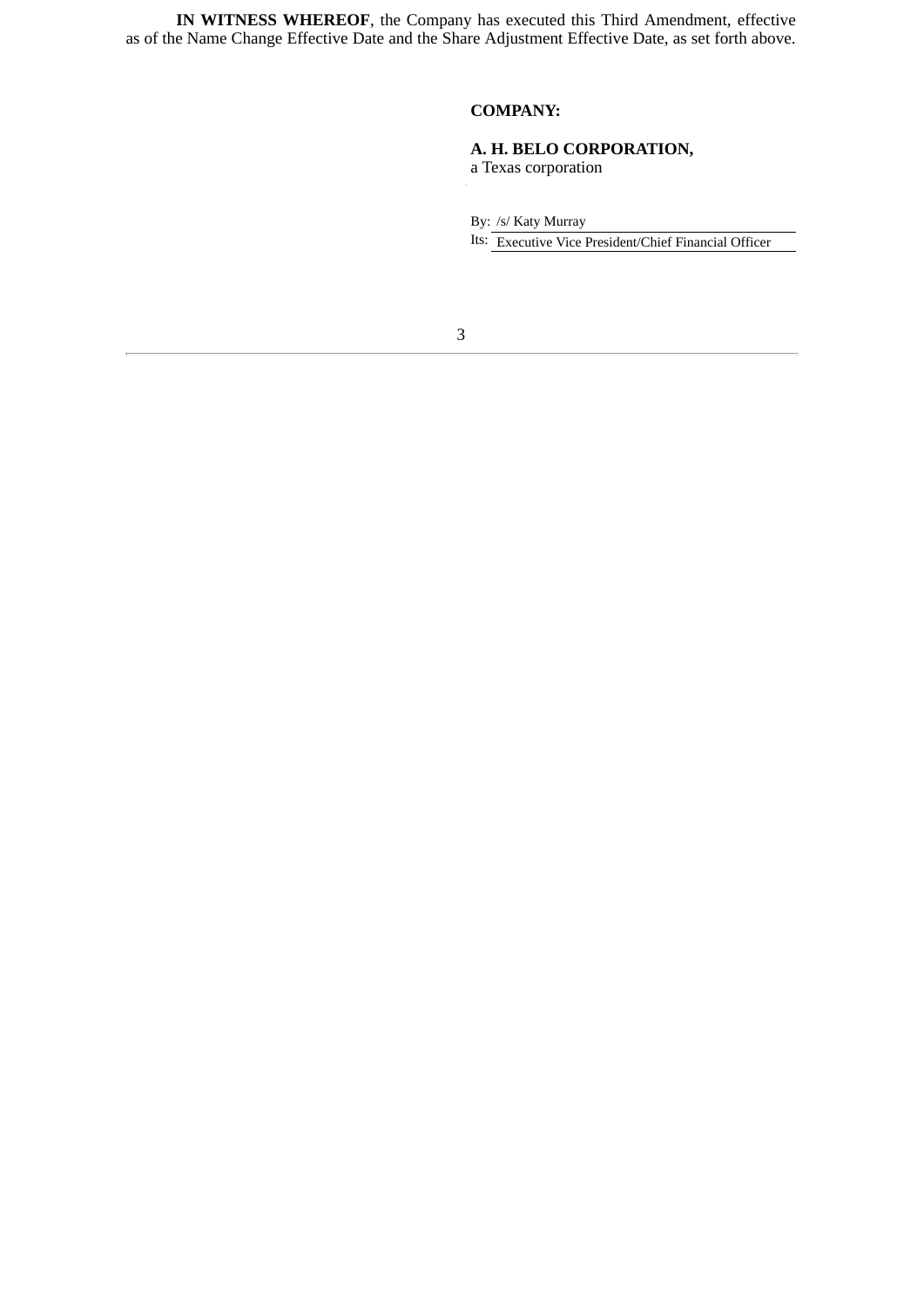**IN WITNESS WHEREOF**, the Company has executed this Third Amendment, effective as of the Name Change Effective Date and the Share Adjustment Effective Date, as set forth above.

**COMPANY:**

**A. H. BELO CORPORATION,**
a Texas corporation

By: /s/ Katy Murray
Its: Executive Vice President/Chief Financial Officer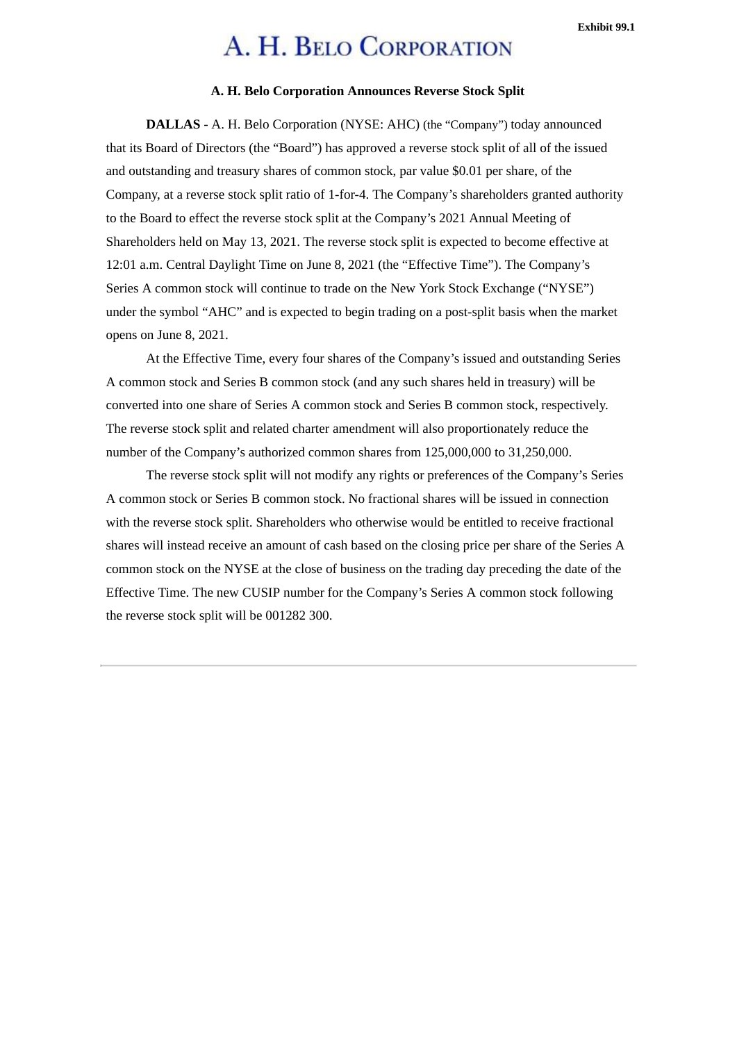Exhibit 99.1

# A. H. BELO CORPORATION

**A. H. Belo Corporation Announces Reverse Stock Split**

**DALLAS** - A. H. Belo Corporation (NYSE: AHC) (the "Company") today announced that its Board of Directors (the "Board") has approved a reverse stock split of all of the issued and outstanding and treasury shares of common stock, par value $0.01 per share, of the Company, at a reverse stock split ratio of 1-for-4. The Company's shareholders granted authority to the Board to effect the reverse stock split at the Company's 2021 Annual Meeting of Shareholders held on May 13, 2021. The reverse stock split is expected to become effective at 12:01 a.m. Central Daylight Time on June 8, 2021 (the "Effective Time"). The Company's Series A common stock will continue to trade on the New York Stock Exchange ("NYSE") under the symbol "AHC" and is expected to begin trading on a post-split basis when the market opens on June 8, 2021.

At the Effective Time, every four shares of the Company's issued and outstanding Series A common stock and Series B common stock (and any such shares held in treasury) will be converted into one share of Series A common stock and Series B common stock, respectively. The reverse stock split and related charter amendment will also proportionately reduce the number of the Company's authorized common shares from 125,000,000 to 31,250,000.

The reverse stock split will not modify any rights or preferences of the Company's Series A common stock or Series B common stock. No fractional shares will be issued in connection with the reverse stock split. Shareholders who otherwise would be entitled to receive fractional shares will instead receive an amount of cash based on the closing price per share of the Series A common stock on the NYSE at the close of business on the trading day preceding the date of the Effective Time. The new CUSIP number for the Company's Series A common stock following the reverse stock split will be 001282 300.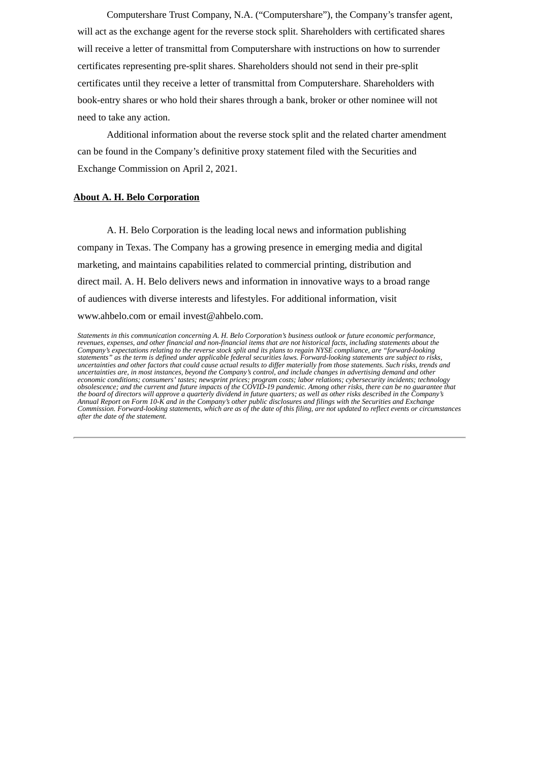Computershare Trust Company, N.A. ("Computershare"), the Company's transfer agent, will act as the exchange agent for the reverse stock split. Shareholders with certificated shares will receive a letter of transmittal from Computershare with instructions on how to surrender certificates representing pre-split shares. Shareholders should not send in their pre-split certificates until they receive a letter of transmittal from Computershare. Shareholders with book-entry shares or who hold their shares through a bank, broker or other nominee will not need to take any action.

Additional information about the reverse stock split and the related charter amendment can be found in the Company's definitive proxy statement filed with the Securities and Exchange Commission on April 2, 2021.

**About A. H. Belo Corporation**

A. H. Belo Corporation is the leading local news and information publishing company in Texas. The Company has a growing presence in emerging media and digital marketing, and maintains capabilities related to commercial printing, distribution and direct mail. A. H. Belo delivers news and information in innovative ways to a broad range of audiences with diverse interests and lifestyles. For additional information, visit www.ahbelo.com or email invest@ahbelo.com.

*Statements in this communication concerning A. H. Belo Corporation's business outlook or future economic performance, revenues, expenses, and other financial and non-financial items that are not historical facts, including statements about the Company's expectations relating to the reverse stock split and its plans to regain NYSE compliance, are "forward-looking statements" as the term is defined under applicable federal securities laws. Forward-looking statements are subject to risks, uncertainties and other factors that could cause actual results to differ materially from those statements. Such risks, trends and uncertainties are, in most instances, beyond the Company's control, and include changes in advertising demand and other economic conditions; consumers' tastes; newsprint prices; program costs; labor relations; cybersecurity incidents; technology obsolescence; and the current and future impacts of the COVID-19 pandemic. Among other risks, there can be no guarantee that the board of directors will approve a quarterly dividend in future quarters; as well as other risks described in the Company's Annual Report on Form 10-K and in the Company's other public disclosures and filings with the Securities and Exchange Commission. Forward-looking statements, which are as of the date of this filing, are not updated to reflect events or circumstances after the date of the statement.*